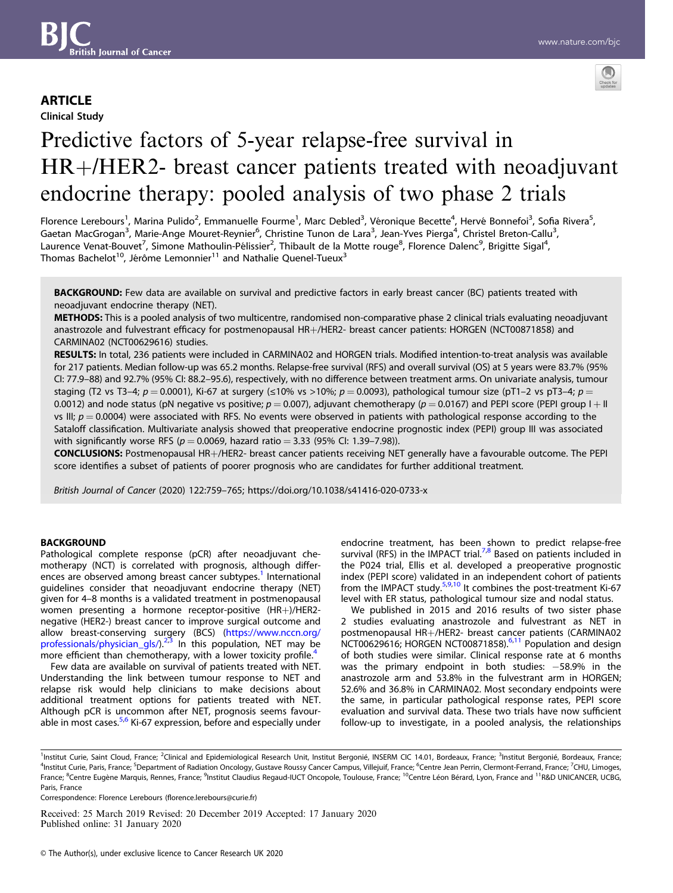ARTICLE

Clinical Study

# Predictive factors of 5-year relapse-free survival in HR+/HER2- breast cancer patients treated with neoadjuvant endocrine therapy: pooled analysis of two phase 2 trials

Florence Lerebours[1], Marina Pulido[2], Emmanuelle Fourme[1], Marc Debled[3], Véronique Becette[4], Hervé Bonnefoi[3], Sofia Rivera[5], Gaetan MacGrogan[3], Marie-Ange Mouret-Reynier[6], Christine Tunon de Lara[3], Jean-Yves Pierga[4], Christel Breton-Callu[3], Laurence Venat-Bouvet[7], Simone Mathoulin-Pélissier[2], Thibault de la Motte rouge[8], Florence Dalenc[9], Brigitte Sigal[4], Thomas Bachelot[10], Jérôme Lemonnier[11] and Nathalie Quenel-Tueux[3]

**BACKGROUND:** Few data are available on survival and predictive factors in early breast cancer (BC) patients treated with neoadjuvant endocrine therapy (NET).

**METHODS:** This is a pooled analysis of two multicentre, randomised non-comparative phase 2 clinical trials evaluating neoadjuvant anastrozole and fulvestrant efficacy for postmenopausal HR+/HER2- breast cancer patients: HORGEN (NCT00871858) and CARMINA02 (NCT00629616) studies.

**RESULTS:** In total, 236 patients were included in CARMINA02 and HORGEN trials. Modified intention-to-treat analysis was available for 217 patients. Median follow-up was 65.2 months. Relapse-free survival (RFS) and overall survival (OS) at 5 years were 83.7% (95% CI: 77.9–88) and 92.7% (95% CI: 88.2–95.6), respectively, with no difference between treatment arms. On univariate analysis, tumour staging (T2 vs T3–4; $p = 0.0001$), Ki-67 at surgery (≤10% vs >10%; $p = 0.0093$), pathological tumour size (pT1–2 vs pT3–4; $p = 0.0012$) and node status (pN negative vs positive; $p = 0.007$), adjuvant chemotherapy ($p = 0.0167$) and PEPI score (PEPI group I + II vs III; $p = 0.0004$) were associated with RFS. No events were observed in patients with pathological response according to the Sataloff classification. Multivariate analysis showed that preoperative endocrine prognostic index (PEPI) group III was associated with significantly worse RFS ($p = 0.0069$, hazard ratio = 3.33 (95% CI: 1.39–7.98)).

**CONCLUSIONS:** Postmenopausal HR+/HER2- breast cancer patients receiving NET generally have a favourable outcome. The PEPI score identifies a subset of patients of poorer prognosis who are candidates for further additional treatment.

*British Journal of Cancer* (2020) 122:759–765; https://doi.org/10.1038/s41416-020-0733-x

## BACKGROUND

Pathological complete response (pCR) after neoadjuvant chemotherapy (NCT) is correlated with prognosis, although differences are observed among breast cancer subtypes.[1] International guidelines consider that neoadjuvant endocrine therapy (NET) given for 4–8 months is a validated treatment in postmenopausal women presenting a hormone receptor-positive (HR+)/HER2-negative (HER2-) breast cancer to improve surgical outcome and allow breast-conserving surgery (BCS) (https://www.nccn.org/professionals/physician_gls/).[2,3] In this population, NET may be more efficient than chemotherapy, with a lower toxicity profile.[4]

Few data are available on survival of patients treated with NET. Understanding the link between tumour response to NET and relapse risk would help clinicians to make decisions about additional treatment options for patients treated with NET. Although pCR is uncommon after NET, prognosis seems favourable in most cases.[5,6] Ki-67 expression, before and especially under endocrine treatment, has been shown to predict relapse-free survival (RFS) in the IMPACT trial.[7,8] Based on patients included in the P024 trial, Ellis et al. developed a preoperative prognostic index (PEPI score) validated in an independent cohort of patients from the IMPACT study.[5,9,10] It combines the post-treatment Ki-67 level with ER status, pathological tumour size and nodal status.

We published in 2015 and 2016 results of two sister phase 2 studies evaluating anastrozole and fulvestrant as NET in postmenopausal HR+/HER2- breast cancer patients (CARMINA02 NCT00629616; HORGEN NCT00871858).[6,11] Population and design of both studies were similar. Clinical response rate at 6 months was the primary endpoint in both studies: −58.9% in the anastrozole arm and 53.8% in the fulvestrant arm in HORGEN; 52.6% and 36.8% in CARMINA02. Most secondary endpoints were the same, in particular pathological response rates, PEPI score evaluation and survival data. These two trials have now sufficient follow-up to investigate, in a pooled analysis, the relationships

[1]Institut Curie, Saint Cloud, France; [2]Clinical and Epidemiological Research Unit, Institut Bergonié, INSERM CIC 14.01, Bordeaux, France; [3]Institut Bergonié, Bordeaux, France; [4]Institut Curie, Paris, France; [5]Department of Radiation Oncology, Gustave Roussy Cancer Campus, Villejuif, France; [6]Centre Jean Perrin, Clermont-Ferrand, France; [7]CHU, Limoges, France; [8]Centre Eugène Marquis, Rennes, France; [9]Institut Claudius Regaud-IUCT Oncopole, Toulouse, France; [10]Centre Léon Bérard, Lyon, France and [11]R&D UNICANCER, UCBG, Paris, France

Correspondence: Florence Lerebours (florence.lerebours@curie.fr)

Received: 25 March 2019 Revised: 20 December 2019 Accepted: 17 January 2020
Published online: 31 January 2020

© The Author(s), under exclusive licence to Cancer Research UK 2020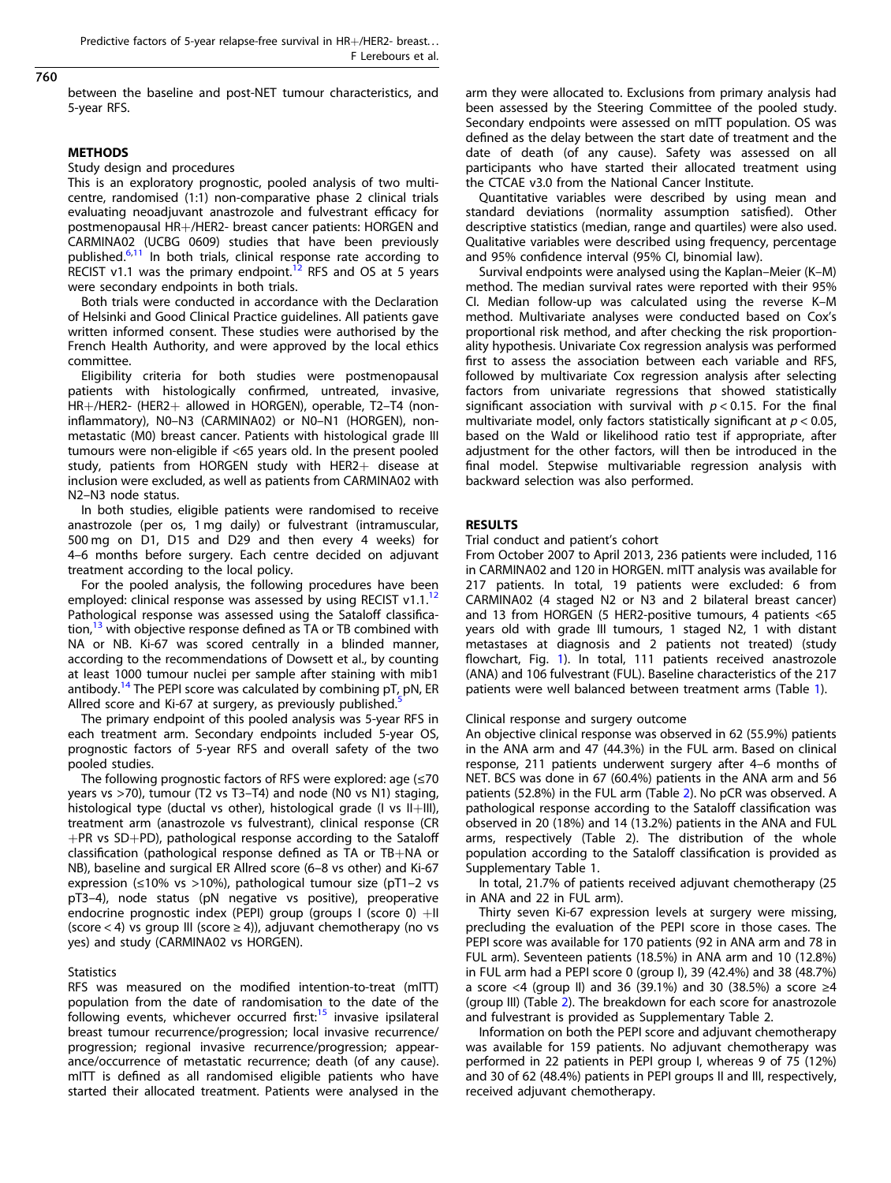between the baseline and post-NET tumour characteristics, and 5-year RFS.

## METHODS

### Study design and procedures

This is an exploratory prognostic, pooled analysis of two multicentre, randomised (1:1) non-comparative phase 2 clinical trials evaluating neoadjuvant anastrozole and fulvestrant efficacy for postmenopausal HR+/HER2- breast cancer patients: HORGEN and CARMINA02 (UCBG 0609) studies that have been previously published.[6,11] In both trials, clinical response rate according to RECIST v1.1 was the primary endpoint.[12] RFS and OS at 5 years were secondary endpoints in both trials.

Both trials were conducted in accordance with the Declaration of Helsinki and Good Clinical Practice guidelines. All patients gave written informed consent. These studies were authorised by the French Health Authority, and were approved by the local ethics committee.

Eligibility criteria for both studies were postmenopausal patients with histologically confirmed, untreated, invasive, HR+/HER2- (HER2+ allowed in HORGEN), operable, T2–T4 (non-inflammatory), N0–N3 (CARMINA02) or N0–N1 (HORGEN), non-metastatic (M0) breast cancer. Patients with histological grade III tumours were non-eligible if <65 years old. In the present pooled study, patients from HORGEN study with HER2+ disease at inclusion were excluded, as well as patients from CARMINA02 with N2–N3 node status.

In both studies, eligible patients were randomised to receive anastrozole (per os, 1 mg daily) or fulvestrant (intramuscular, 500 mg on D1, D15 and D29 and then every 4 weeks) for 4–6 months before surgery. Each centre decided on adjuvant treatment according to the local policy.

For the pooled analysis, the following procedures have been employed: clinical response was assessed by using RECIST v1.1.[12] Pathological response was assessed using the Sataloff classification,[13] with objective response defined as TA or TB combined with NA or NB. Ki-67 was scored centrally in a blinded manner, according to the recommendations of Dowsett et al., by counting at least 1000 tumour nuclei per sample after staining with mib1 antibody.[14] The PEPI score was calculated by combining pT, pN, ER Allred score and Ki-67 at surgery, as previously published.[5]

The primary endpoint of this pooled analysis was 5-year RFS in each treatment arm. Secondary endpoints included 5-year OS, prognostic factors of 5-year RFS and overall safety of the two pooled studies.

The following prognostic factors of RFS were explored: age (≤70 years vs >70), tumour (T2 vs T3–T4) and node (N0 vs N1) staging, histological type (ductal vs other), histological grade (I vs II+III), treatment arm (anastrozole vs fulvestrant), clinical response (CR+PR vs SD+PD), pathological response according to the Sataloff classification (pathological response defined as TA or TB+NA or NB), baseline and surgical ER Allred score (6–8 vs other) and Ki-67 expression (≤10% vs >10%), pathological tumour size (pT1–2 vs pT3–4), node status (pN negative vs positive), preoperative endocrine prognostic index (PEPI) group (groups I (score 0) +II (score < 4) vs group III (score ≥ 4)), adjuvant chemotherapy (no vs yes) and study (CARMINA02 vs HORGEN).

### Statistics

RFS was measured on the modified intention-to-treat (mITT) population from the date of randomisation to the date of the following events, whichever occurred first:[15] invasive ipsilateral breast tumour recurrence/progression; local invasive recurrence/progression; regional invasive recurrence/progression; appearance/occurrence of metastatic recurrence; death (of any cause). mITT is defined as all randomised eligible patients who have started their allocated treatment. Patients were analysed in the arm they were allocated to. Exclusions from primary analysis had been assessed by the Steering Committee of the pooled study. Secondary endpoints were assessed on mITT population. OS was defined as the delay between the start date of treatment and the date of death (of any cause). Safety was assessed on all participants who have started their allocated treatment using the CTCAE v3.0 from the National Cancer Institute.

Quantitative variables were described by using mean and standard deviations (normality assumption satisfied). Other descriptive statistics (median, range and quartiles) were also used. Qualitative variables were described using frequency, percentage and 95% confidence interval (95% CI, binomial law).

Survival endpoints were analysed using the Kaplan–Meier (K–M) method. The median survival rates were reported with their 95% CI. Median follow-up was calculated using the reverse K–M method. Multivariate analyses were conducted based on Cox's proportional risk method, and after checking the risk proportionality hypothesis. Univariate Cox regression analysis was performed first to assess the association between each variable and RFS, followed by multivariate Cox regression analysis after selecting factors from univariate regressions that showed statistically significant association with survival with $p < 0.15$. For the final multivariate model, only factors statistically significant at $p < 0.05$, based on the Wald or likelihood ratio test if appropriate, after adjustment for the other factors, will then be introduced in the final model. Stepwise multivariable regression analysis with backward selection was also performed.

## RESULTS

### Trial conduct and patient's cohort

From October 2007 to April 2013, 236 patients were included, 116 in CARMINA02 and 120 in HORGEN. mITT analysis was available for 217 patients. In total, 19 patients were excluded: 6 from CARMINA02 (4 staged N2 or N3 and 2 bilateral breast cancer) and 13 from HORGEN (5 HER2-positive tumours, 4 patients <65 years old with grade III tumours, 1 staged N2, 1 with distant metastases at diagnosis and 2 patients not treated) (study flowchart, Fig. 1). In total, 111 patients received anastrozole (ANA) and 106 fulvestrant (FUL). Baseline characteristics of the 217 patients were well balanced between treatment arms (Table 1).

### Clinical response and surgery outcome

An objective clinical response was observed in 62 (55.9%) patients in the ANA arm and 47 (44.3%) in the FUL arm. Based on clinical response, 211 patients underwent surgery after 4–6 months of NET. BCS was done in 67 (60.4%) patients in the ANA arm and 56 patients (52.8%) in the FUL arm (Table 2). No pCR was observed. A pathological response according to the Sataloff classification was observed in 20 (18%) and 14 (13.2%) patients in the ANA and FUL arms, respectively (Table 2). The distribution of the whole population according to the Sataloff classification is provided as Supplementary Table 1.

In total, 21.7% of patients received adjuvant chemotherapy (25 in ANA and 22 in FUL arm).

Thirty seven Ki-67 expression levels at surgery were missing, precluding the evaluation of the PEPI score in those cases. The PEPI score was available for 170 patients (92 in ANA arm and 78 in FUL arm). Seventeen patients (18.5%) in ANA arm and 10 (12.8%) in FUL arm had a PEPI score 0 (group I), 39 (42.4%) and 38 (48.7%) a score <4 (group II) and 36 (39.1%) and 30 (38.5%) a score ≥4 (group III) (Table 2). The breakdown for each score for anastrozole and fulvestrant is provided as Supplementary Table 2.

Information on both the PEPI score and adjuvant chemotherapy was available for 159 patients. No adjuvant chemotherapy was performed in 22 patients in PEPI group I, whereas 9 of 75 (12%) and 30 of 62 (48.4%) patients in PEPI groups II and III, respectively, received adjuvant chemotherapy.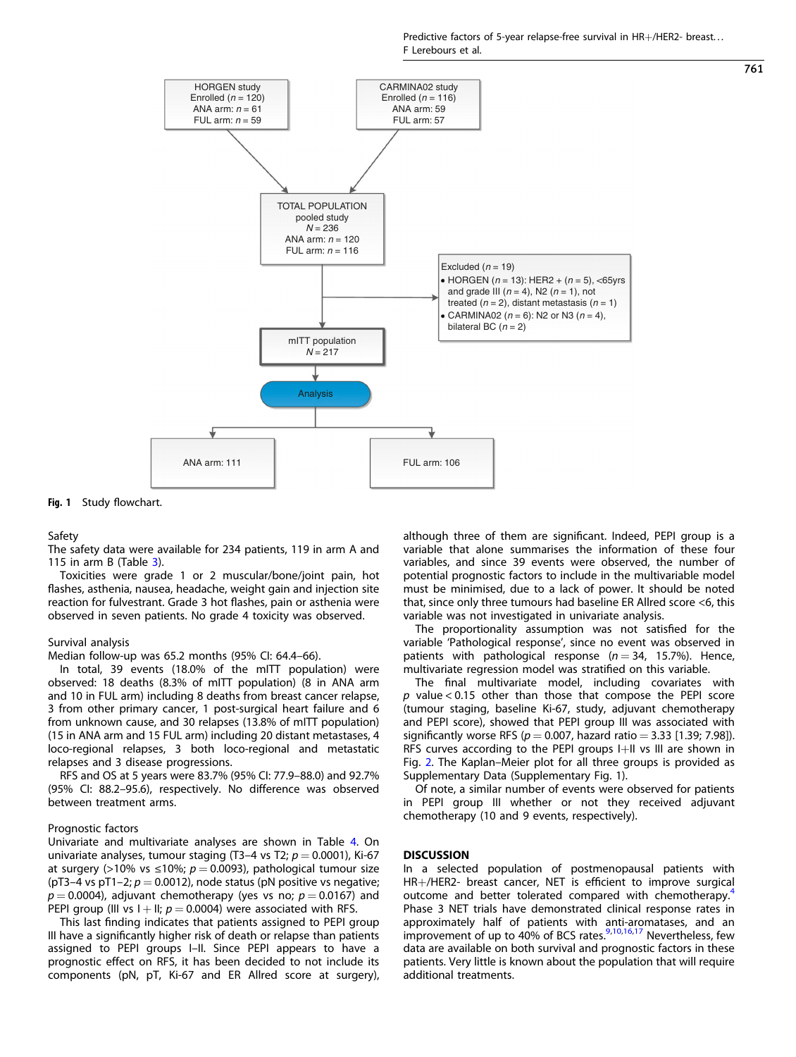HORGEN study
Enrolled ($n = 120$)
ANA arm: $n = 61$
FUL arm: $n = 59$

CARMINA02 study
Enrolled ($n = 116$)
ANA arm: 59
FUL arm: 57

TOTAL POPULATION
pooled study
$N = 236$
ANA arm: $n = 120$
FUL arm: $n = 116$

Excluded ($n = 19$)
- HORGEN ($n = 13$): HER2 + ($n = 5$), <65yrs and grade III ($n = 4$), N2 ($n = 1$), not treated ($n = 2$), distant metastasis ($n = 1$)
- CARMINA02 ($n = 6$): N2 or N3 ($n = 4$), bilateral BC ($n = 2$)

mITT population
$N = 217$

Analysis

ANA arm: 111

FUL arm: 106

**Fig. 1** Study flowchart.

Safety

The safety data were available for 234 patients, 119 in arm A and 115 in arm B (Table 3).

Toxicities were grade 1 or 2 muscular/bone/joint pain, hot flashes, asthenia, nausea, headache, weight gain and injection site reaction for fulvestrant. Grade 3 hot flashes, pain or asthenia were observed in seven patients. No grade 4 toxicity was observed.

Survival analysis

Median follow-up was 65.2 months (95% CI: 64.4–66).

In total, 39 events (18.0% of the mITT population) were observed: 18 deaths (8.3% of mITT population) (8 in ANA arm and 10 in FUL arm) including 8 deaths from breast cancer relapse, 3 from other primary cancer, 1 post-surgical heart failure and 6 from unknown cause, and 30 relapses (13.8% of mITT population) (15 in ANA arm and 15 FUL arm) including 20 distant metastases, 4 loco-regional relapses, 3 both loco-regional and metastatic relapses and 3 disease progressions.

RFS and OS at 5 years were 83.7% (95% CI: 77.9–88.0) and 92.7% (95% CI: 88.2–95.6), respectively. No difference was observed between treatment arms.

Prognostic factors

Univariate and multivariate analyses are shown in Table 4. On univariate analyses, tumour staging (T3–4 vs T2; $p = 0.0001$), Ki-67 at surgery (>10% vs ≤10%; $p = 0.0093$), pathological tumour size (pT3–4 vs pT1–2; $p = 0.0012$), node status (pN positive vs negative; $p = 0.0004$), adjuvant chemotherapy (yes vs no; $p = 0.0167$) and PEPI group (III vs I + II; $p = 0.0004$) were associated with RFS.

This last finding indicates that patients assigned to PEPI group III have a significantly higher risk of death or relapse than patients assigned to PEPI groups I–II. Since PEPI appears to have a prognostic effect on RFS, it has been decided to not include its components (pN, pT, Ki-67 and ER Allred score at surgery), although three of them are significant. Indeed, PEPI group is a variable that alone summarises the information of these four variables, and since 39 events were observed, the number of potential prognostic factors to include in the multivariable model must be minimised, due to a lack of power. It should be noted that, since only three tumours had baseline ER Allred score <6, this variable was not investigated in univariate analysis.

The proportionality assumption was not satisfied for the variable 'Pathological response', since no event was observed in patients with pathological response ($n = 34$, 15.7%). Hence, multivariate regression model was stratified on this variable.

The final multivariate model, including covariates with $p$ value < 0.15 other than those that compose the PEPI score (tumour staging, baseline Ki-67, study, adjuvant chemotherapy and PEPI score), showed that PEPI group III was associated with significantly worse RFS ($p = 0.007$, hazard ratio = 3.33 [1.39; 7.98]). RFS curves according to the PEPI groups I+II vs III are shown in Fig. 2. The Kaplan–Meier plot for all three groups is provided as Supplementary Data (Supplementary Fig. 1).

Of note, a similar number of events were observed for patients in PEPI group III whether or not they received adjuvant chemotherapy (10 and 9 events, respectively).

## DISCUSSION

In a selected population of postmenopausal patients with HR+/HER2- breast cancer, NET is efficient to improve surgical outcome and better tolerated compared with chemotherapy.[4] Phase 3 NET trials have demonstrated clinical response rates in approximately half of patients with anti-aromatases, and an improvement of up to 40% of BCS rates.[9,10,16,17] Nevertheless, few data are available on both survival and prognostic factors in these patients. Very little is known about the population that will require additional treatments.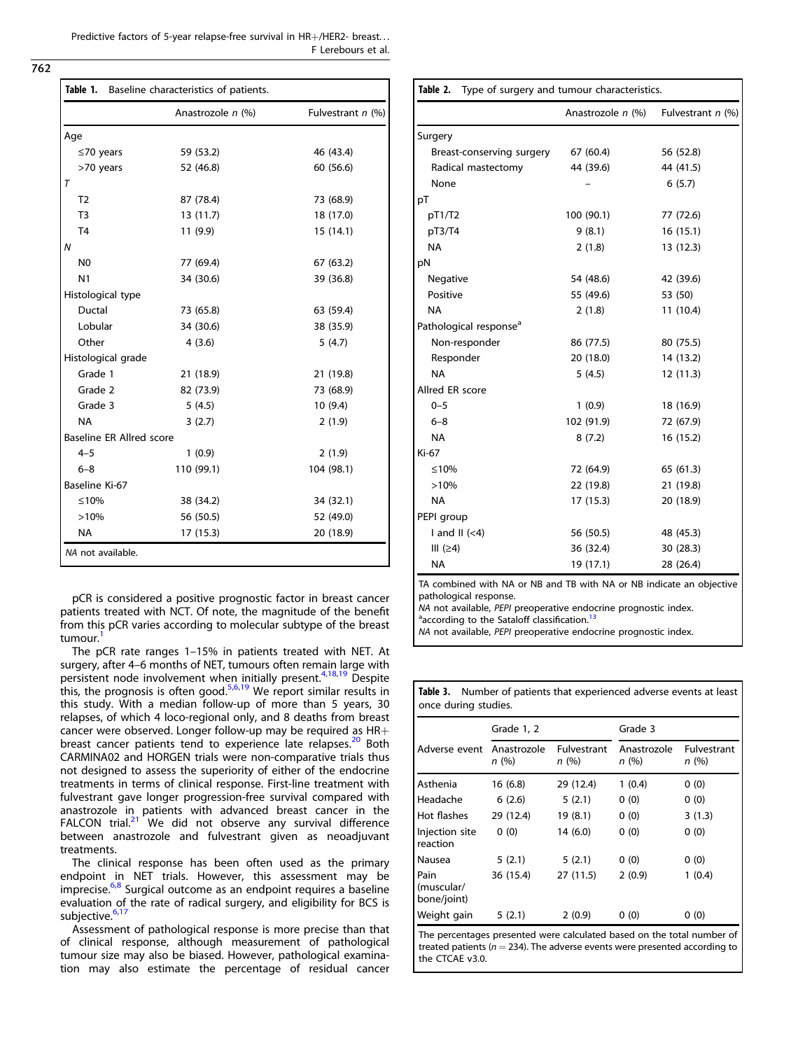**Table 1.** Baseline characteristics of patients.

| | Anastrozole *n* (%) | Fulvestrant *n* (%) |
|---|---|---|
| Age | | |
| ≤70 years | 59 (53.2) | 46 (43.4) |
| >70 years | 52 (46.8) | 60 (56.6) |
| *T* | | |
| T2 | 87 (78.4) | 73 (68.9) |
| T3 | 13 (11.7) | 18 (17.0) |
| T4 | 11 (9.9) | 15 (14.1) |
| *N* | | |
| N0 | 77 (69.4) | 67 (63.2) |
| N1 | 34 (30.6) | 39 (36.8) |
| Histological type | | |
| Ductal | 73 (65.8) | 63 (59.4) |
| Lobular | 34 (30.6) | 38 (35.9) |
| Other | 4 (3.6) | 5 (4.7) |
| Histological grade | | |
| Grade 1 | 21 (18.9) | 21 (19.8) |
| Grade 2 | 82 (73.9) | 73 (68.9) |
| Grade 3 | 5 (4.5) | 10 (9.4) |
| NA | 3 (2.7) | 2 (1.9) |
| Baseline ER Allred score | | |
| 4–5 | 1 (0.9) | 2 (1.9) |
| 6–8 | 110 (99.1) | 104 (98.1) |
| Baseline Ki-67 | | |
| ≤10% | 38 (34.2) | 34 (32.1) |
| >10% | 56 (50.5) | 52 (49.0) |
| NA | 17 (15.3) | 20 (18.9) |

*NA* not available.

pCR is considered a positive prognostic factor in breast cancer patients treated with NCT. Of note, the magnitude of the benefit from this pCR varies according to molecular subtype of the breast tumour.[1]

The pCR rate ranges 1–15% in patients treated with NET. At surgery, after 4–6 months of NET, tumours often remain large with persistent node involvement when initially present.[4,18,19] Despite this, the prognosis is often good.[5,6,19] We report similar results in this study. With a median follow-up of more than 5 years, 30 relapses, of which 4 loco-regional only, and 8 deaths from breast cancer were observed. Longer follow-up may be required as HR+ breast cancer patients tend to experience late relapses.[20] Both CARMINA02 and HORGEN trials were non-comparative trials thus not designed to assess the superiority of either of the endocrine treatments in terms of clinical response. First-line treatment with fulvestrant gave longer progression-free survival compared with anastrozole in patients with advanced breast cancer in the FALCON trial.[21] We did not observe any survival difference between anastrozole and fulvestrant given as neoadjuvant treatments.

The clinical response has been often used as the primary endpoint in NET trials. However, this assessment may be imprecise.[6,8] Surgical outcome as an endpoint requires a baseline evaluation of the rate of radical surgery, and eligibility for BCS is subjective.[6,17]

Assessment of pathological response is more precise than that of clinical response, although measurement of pathological tumour size may also be biased. However, pathological examination may also estimate the percentage of residual cancer

**Table 2.** Type of surgery and tumour characteristics.

| | Anastrozole *n* (%) | Fulvestrant *n* (%) |
|---|---|---|
| Surgery | | |
| Breast-conserving surgery | 67 (60.4) | 56 (52.8) |
| Radical mastectomy | 44 (39.6) | 44 (41.5) |
| None | – | 6 (5.7) |
| pT | | |
| pT1/T2 | 100 (90.1) | 77 (72.6) |
| pT3/T4 | 9 (8.1) | 16 (15.1) |
| NA | 2 (1.8) | 13 (12.3) |
| pN | | |
| Negative | 54 (48.6) | 42 (39.6) |
| Positive | 55 (49.6) | 53 (50) |
| NA | 2 (1.8) | 11 (10.4) |
| Pathological response[a] | | |
| Non-responder | 86 (77.5) | 80 (75.5) |
| Responder | 20 (18.0) | 14 (13.2) |
| NA | 5 (4.5) | 12 (11.3) |
| Allred ER score | | |
| 0–5 | 1 (0.9) | 18 (16.9) |
| 6–8 | 102 (91.9) | 72 (67.9) |
| NA | 8 (7.2) | 16 (15.2) |
| Ki-67 | | |
| ≤10% | 72 (64.9) | 65 (61.3) |
| >10% | 22 (19.8) | 21 (19.8) |
| NA | 17 (15.3) | 20 (18.9) |
| PEPI group | | |
| I and II (<4) | 56 (50.5) | 48 (45.3) |
| III (≥4) | 36 (32.4) | 30 (28.3) |
| NA | 19 (17.1) | 28 (26.4) |

TA combined with NA or NB and TB with NA or NB indicate an objective pathological response.
*NA* not available, *PEPI* preoperative endocrine prognostic index.
[a]according to the Sataloff classification.[13]
*NA* not available, *PEPI* preoperative endocrine prognostic index.

**Table 3.** Number of patients that experienced adverse events at least once during studies.

| | Grade 1, 2 | | Grade 3 | |
|---|---|---|---|---|
| Adverse event | Anastrozole *n* (%) | Fulvestrant *n* (%) | Anastrozole *n* (%) | Fulvestrant *n* (%) |
| Asthenia | 16 (6.8) | 29 (12.4) | 1 (0.4) | 0 (0) |
| Headache | 6 (2.6) | 5 (2.1) | 0 (0) | 0 (0) |
| Hot flashes | 29 (12.4) | 19 (8.1) | 0 (0) | 3 (1.3) |
| Injection site reaction | 0 (0) | 14 (6.0) | 0 (0) | 0 (0) |
| Nausea | 5 (2.1) | 5 (2.1) | 0 (0) | 0 (0) |
| Pain (muscular/bone/joint) | 36 (15.4) | 27 (11.5) | 2 (0.9) | 1 (0.4) |
| Weight gain | 5 (2.1) | 2 (0.9) | 0 (0) | 0 (0) |

The percentages presented were calculated based on the total number of treated patients ($n = 234$). The adverse events were presented according to the CTCAE v3.0.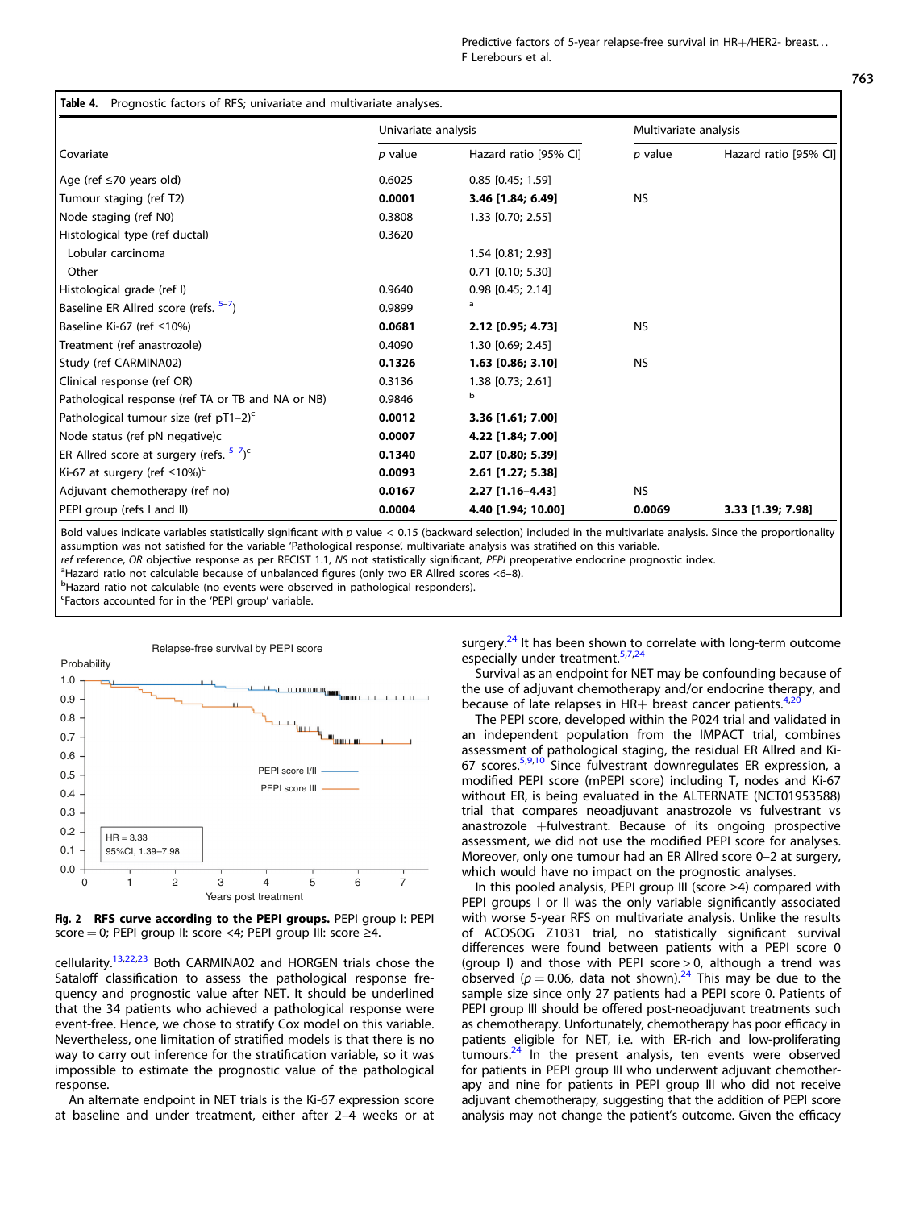**Table 4.** Prognostic factors of RFS; univariate and multivariate analyses.

| Covariate | Univariate analysis | | Multivariate analysis | |
|---|---|---|---|---|
| | *p* value | Hazard ratio [95% CI] | *p* value | Hazard ratio [95% CI] |
| Age (ref ≤70 years old) | 0.6025 | 0.85 [0.45; 1.59] | | |
| Tumour staging (ref T2) | **0.0001** | **3.46 [1.84; 6.49]** | NS | |
| Node staging (ref N0) | 0.3808 | 1.33 [0.70; 2.55] | | |
| Histological type (ref ductal) | 0.3620 | | | |
| Lobular carcinoma | | 1.54 [0.81; 2.93] | | |
| Other | | 0.71 [0.10; 5.30] | | |
| Histological grade (ref I) | 0.9640 | 0.98 [0.45; 2.14] | | |
| Baseline ER Allred score (refs. 5–7) | 0.9899 | [a] | | |
| Baseline Ki-67 (ref ≤10%) | **0.0681** | **2.12 [0.95; 4.73]** | NS | |
| Treatment (ref anastrozole) | 0.4090 | 1.30 [0.69; 2.45] | | |
| Study (ref CARMINA02) | **0.1326** | **1.63 [0.86; 3.10]** | NS | |
| Clinical response (ref OR) | 0.3136 | 1.38 [0.73; 2.61] | | |
| Pathological response (ref TA or TB and NA or NB) | 0.9846 | [b] | | |
| Pathological tumour size (ref pT1–2)[c] | **0.0012** | **3.36 [1.61; 7.00]** | | |
| Node status (ref pN negative)[c] | **0.0007** | **4.22 [1.84; 7.00]** | | |
| ER Allred score at surgery (refs. 5–7)[c] | **0.1340** | **2.07 [0.80; 5.39]** | | |
| Ki-67 at surgery (ref ≤10%)[c] | **0.0093** | **2.61 [1.27; 5.38]** | | |
| Adjuvant chemotherapy (ref no) | **0.0167** | **2.27 [1.16–4.43]** | NS | |
| PEPI group (refs I and II) | **0.0004** | **4.40 [1.94; 10.00]** | **0.0069** | **3.33 [1.39; 7.98]** |

Bold values indicate variables statistically significant with *p* value < 0.15 (backward selection) included in the multivariate analysis. Since the proportionality assumption was not satisfied for the variable 'Pathological response', multivariate analysis was stratified on this variable.

*ref* reference, *OR* objective response as per RECIST 1.1, *NS* not statistically significant, *PEPI* preoperative endocrine prognostic index.

[a]Hazard ratio not calculable because of unbalanced figures (only two ER Allred scores <6–8).

[b]Hazard ratio not calculable (no events were observed in pathological responders).

[c]Factors accounted for in the 'PEPI group' variable.

**Fig. 2 RFS curve according to the PEPI groups.** PEPI group I: PEPI score = 0; PEPI group II: score <4; PEPI group III: score ≥4.

cellularity.[13,22,23] Both CARMINA02 and HORGEN trials chose the Sataloff classification to assess the pathological response frequency and prognostic value after NET. It should be underlined that the 34 patients who achieved a pathological response were event-free. Hence, we chose to stratify Cox model on this variable. Nevertheless, one limitation of stratified models is that there is no way to carry out inference for the stratification variable, so it was impossible to estimate the prognostic value of the pathological response.

An alternate endpoint in NET trials is the Ki-67 expression score at baseline and under treatment, either after 2–4 weeks or at surgery.[24] It has been shown to correlate with long-term outcome especially under treatment.[5,7,24]

Survival as an endpoint for NET may be confounding because of the use of adjuvant chemotherapy and/or endocrine therapy, and because of late relapses in HR+ breast cancer patients.[4,20]

The PEPI score, developed within the P024 trial and validated in an independent population from the IMPACT trial, combines assessment of pathological staging, the residual ER Allred and Ki-67 scores.[5,9,10] Since fulvestrant downregulates ER expression, a modified PEPI score (mPEPI score) including T, nodes and Ki-67 without ER, is being evaluated in the ALTERNATE (NCT01953588) trial that compares neoadjuvant anastrozole vs fulvestrant vs anastrozole +fulvestrant. Because of its ongoing prospective assessment, we did not use the modified PEPI score for analyses. Moreover, only one tumour had an ER Allred score 0–2 at surgery, which would have no impact on the prognostic analyses.

In this pooled analysis, PEPI group III (score ≥4) compared with PEPI groups I or II was the only variable significantly associated with worse 5-year RFS on multivariate analysis. Unlike the results of ACOSOG Z1031 trial, no statistically significant survival differences were found between patients with a PEPI score 0 (group I) and those with PEPI score > 0, although a trend was observed ($p = 0.06$, data not shown).[24] This may be due to the sample size since only 27 patients had a PEPI score 0. Patients of PEPI group III should be offered post-neoadjuvant treatments such as chemotherapy. Unfortunately, chemotherapy has poor efficacy in patients eligible for NET, i.e. with ER-rich and low-proliferating tumours.[24] In the present analysis, ten events were observed for patients in PEPI group III who underwent adjuvant chemotherapy and nine for patients in PEPI group III who did not receive adjuvant chemotherapy, suggesting that the addition of PEPI score analysis may not change the patient's outcome. Given the efficacy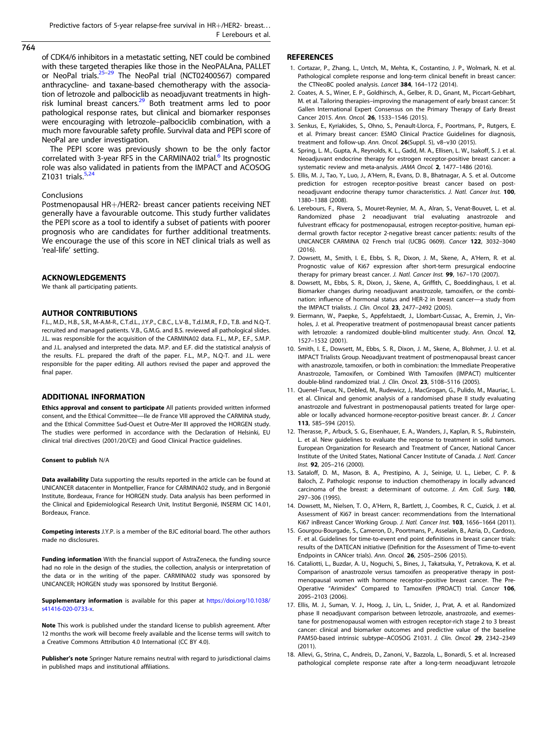of CDK4/6 inhibitors in a metastatic setting, NET could be combined with these targeted therapies like those in the NeoPALAna, PALLET or NeoPal trials.[25–29] The NeoPal trial (NCT02400567) compared anthracycline- and taxane-based chemotherapy with the association of letrozole and palbociclib as neoadjuvant treatments in high-risk luminal breast cancers.[29] Both treatment arms led to poor pathological response rates, but clinical and biomarker responses were encouraging with letrozole–palbociclib combination, with a much more favourable safety profile. Survival data and PEPI score of NeoPal are under investigation.

The PEPI score was previously shown to be the only factor correlated with 3-year RFS in the CARMINA02 trial.[6] Its prognostic role was also validated in patients from the IMPACT and ACOSOG Z1031 trials.[5,24]

## Conclusions

Postmenopausal HR+/HER2- breast cancer patients receiving NET generally have a favourable outcome. This study further validates the PEPI score as a tool to identify a subset of patients with poorer prognosis who are candidates for further additional treatments. We encourage the use of this score in NET clinical trials as well as 'real-life' setting.

## ACKNOWLEDGEMENTS

We thank all participating patients.

## AUTHOR CONTRIBUTIONS

F.L., M.D., H.B., S.R., M-A.M-R., C.T.d.L., J.Y.P., C.B.C., L.V-B., T.d.l.M.R., F.D., T.B. and N.Q-T. recruited and managed patients. V.B., G.M.G. and B.S. reviewed all pathological slides. J.L. was responsible for the acquisition of the CARMINA02 data. F.L., M.P., E.F., S.M.P. and J.L. analysed and interpreted the data. M.P. and E.F. did the statistical analysis of the results. F.L. prepared the draft of the paper. F.L., M.P., N.Q-T. and J.L. were responsible for the paper editing. All authors revised the paper and approved the final paper.

## ADDITIONAL INFORMATION

**Ethics approval and consent to participate** All patients provided written informed consent, and the Ethical Committee—Ile de France VIII approved the CARMINA study, and the Ethical Committee Sud-Ouest et Outre-Mer III approved the HORGEN study. The studies were performed in accordance with the Declaration of Helsinki, EU clinical trial directives (2001/20/CE) and Good Clinical Practice guidelines.

**Consent to publish** N/A

**Data availability** Data supporting the results reported in the article can be found at UNICANCER datacenter in Montpellier, France for CARMINA02 study, and in Bergonié Institute, Bordeaux, France for HORGEN study. Data analysis has been performed in the Clinical and Epidemiological Research Unit, Institut Bergonié, INSERM CIC 14.01, Bordeaux, France.

**Competing interests** J.Y.P. is a member of the BJC editorial board. The other authors made no disclosures.

**Funding information** With the financial support of AstraZeneca, the funding source had no role in the design of the studies, the collection, analysis or interpretation of the data or in the writing of the paper. CARMINA02 study was sponsored by UNICANCER; HORGEN study was sponsored by Institut Bergonié.

**Supplementary information** is available for this paper at https://doi.org/10.1038/s41416-020-0733-x.

**Note** This work is published under the standard license to publish agreement. After 12 months the work will become freely available and the license terms will switch to a Creative Commons Attribution 4.0 International (CC BY 4.0).

**Publisher's note** Springer Nature remains neutral with regard to jurisdictional claims in published maps and institutional affiliations.

## REFERENCES

1. Cortazar, P., Zhang, L., Untch, M., Mehta, K., Costantino, J. P., Wolmark, N. et al. Pathological complete response and long-term clinical benefit in breast cancer: the CTNeoBC pooled analysis. *Lancet* **384**, 164–172 (2014).
2. Coates, A. S., Winer, E. P., Goldhirsch, A., Gelber, R. D., Gnant, M., Piccart-Gebhart, M. et al. Tailoring therapies–improving the management of early breast cancer: St Gallen International Expert Consensus on the Primary Therapy of Early Breast Cancer 2015. *Ann. Oncol.* **26**, 1533–1546 (2015).
3. Senkus, E., Kyriakides, S., Ohno, S., Penault-Llorca, F., Poortmans, P., Rutgers, E. et al. Primary breast cancer: ESMO Clinical Practice Guidelines for diagnosis, treatment and follow-up. *Ann. Oncol.* **26**(Suppl. 5), v8–v30 (2015).
4. Spring, L. M., Gupta, A., Reynolds, K. L., Gadd, M. A., Ellisen, L. W., Isakoff, S. J. et al. Neoadjuvant endocrine therapy for estrogen receptor-positive breast cancer: a systematic review and meta-analysis. *JAMA Oncol.* **2**, 1477–1486 (2016).
5. Ellis, M. J., Tao, Y., Luo, J., A'Hern, R., Evans, D. B., Bhatnagar, A. S. et al. Outcome prediction for estrogen receptor-positive breast cancer based on post-neoadjuvant endocrine therapy tumor characteristics. *J. Natl. Cancer Inst.* **100**, 1380–1388 (2008).
6. Lerebours, F., Rivera, S., Mouret-Reynier, M. A., Alran, S., Venat-Bouvet, L. et al. Randomized phase 2 neoadjuvant trial evaluating anastrozole and fulvestrant efficacy for postmenopausal, estrogen receptor-positive, human epidermal growth factor receptor 2-negative breast cancer patients: results of the UNICANCER CARMINA 02 French trial (UCBG 0609). *Cancer* **122**, 3032–3040 (2016).
7. Dowsett, M., Smith, I. E., Ebbs, S. R., Dixon, J. M., Skene, A., A'Hern, R. et al. Prognostic value of Ki67 expression after short-term presurgical endocrine therapy for primary breast cancer. *J. Natl. Cancer Inst.* **99**, 167–170 (2007).
8. Dowsett, M., Ebbs, S. R., Dixon, J., Skene, A., Griffith, C., Boeddinghaus, I. et al. Biomarker changes during neoadjuvant anastrozole, tamoxifen, or the combination: influence of hormonal status and HER-2 in breast cancer—a study from the IMPACT trialists. *J. Clin. Oncol.* **23**, 2477–2492 (2005).
9. Eiermann, W., Paepke, S., Appfelstaedt, J., Llombart-Cussac, A., Eremin, J., Vinholes, J. et al. Preoperative treatment of postmenopausal breast cancer patients with letrozole: a randomized double-blind multicenter study. *Ann. Oncol.* **12**, 1527–1532 (2001).
10. Smith, I. E., Dowsett, M., Ebbs, S. R., Dixon, J. M., Skene, A., Blohmer, J. U. et al. IMPACT Trialists Group. Neoadjuvant treatment of postmenopausal breast cancer with anastrozole, tamoxifen, or both in combination: the Immediate Preoperative Anastrozole, Tamoxifen, or Combined With Tamoxifen (IMPACT) multicenter double-blind randomized trial. *J. Clin. Oncol.* **23**, 5108–5116 (2005).
11. Quenel-Tueux, N., Debled, M., Rudewicz, J., MacGrogan, G., Pulido, M., Mauriac, L. et al. Clinical and genomic analysis of a randomised phase II study evaluating anastrozole and fulvestrant in postmenopausal patients treated for large operable or locally advanced hormone-receptor-positive breast cancer. *Br. J. Cancer* **113**, 585–594 (2015).
12. Therasse, P., Arbuck, S. G., Eisenhauer, E. A., Wanders, J., Kaplan, R. S., Rubinstein, L. et al. New guidelines to evaluate the response to treatment in solid tumors. European Organization for Research and Treatment of Cancer, National Cancer Institute of the United States, National Cancer Institute of Canada. *J. Natl. Cancer Inst.* **92**, 205–216 (2000).
13. Sataloff, D. M., Mason, B. A., Prestipino, A. J., Seinige, U. L., Lieber, C. P. & Baloch, Z. Pathologic response to induction chemotherapy in locally advanced carcinoma of the breast: a determinant of outcome. *J. Am. Coll. Surg.* **180**, 297–306 (1995).
14. Dowsett, M., Nielsen, T. O., A'Hern, R., Bartlett, J., Coombes, R. C., Cuzick, J. et al. Assessment of Ki67 in breast cancer: recommendations from the International Ki67 inBreast Cancer Working Group. *J. Natl. Cancer Inst.* **103**, 1656–1664 (2011).
15. Gourgou-Bourgade, S., Cameron, D., Poortmans, P., Asselain, B., Azria, D., Cardoso, F. et al. Guidelines for time-to-event end point definitions in breast cancer trials: results of the DATECAN initiative (Definition for the Assessment of Time-to-event Endpoints in CANcer trials). *Ann. Oncol.* **26**, 2505–2506 (2015).
16. Cataliotti, L., Buzdar, A. U., Noguchi, S., Bines, J., Takatsuka, Y., Petrakova, K. et al. Comparison of anastrozole versus tamoxifen as preoperative therapy in postmenopausal women with hormone receptor–positive breast cancer. The Pre-Operative "Arimidex" Compared to Tamoxifen (PROACT) trial. *Cancer* **106**, 2095–2103 (2006).
17. Ellis, M. J., Suman, V. J., Hoog, J., Lin, L., Snider, J., Prat, A. et al. Randomized phase II neoadjuvant comparison between letrozole, anastrozole, and exemestane for postmenopausal women with estrogen receptor-rich stage 2 to 3 breast cancer: clinical and biomarker outcomes and predictive value of the baseline PAM50-based intrinsic subtype–ACOSOG Z1031. *J. Clin. Oncol.* **29**, 2342–2349 (2011).
18. Allevi, G., Strina, C., Andreis, D., Zanoni, V., Bazzola, L., Bonardi, S. et al. Increased pathological complete response rate after a long-term neoadjuvant letrozole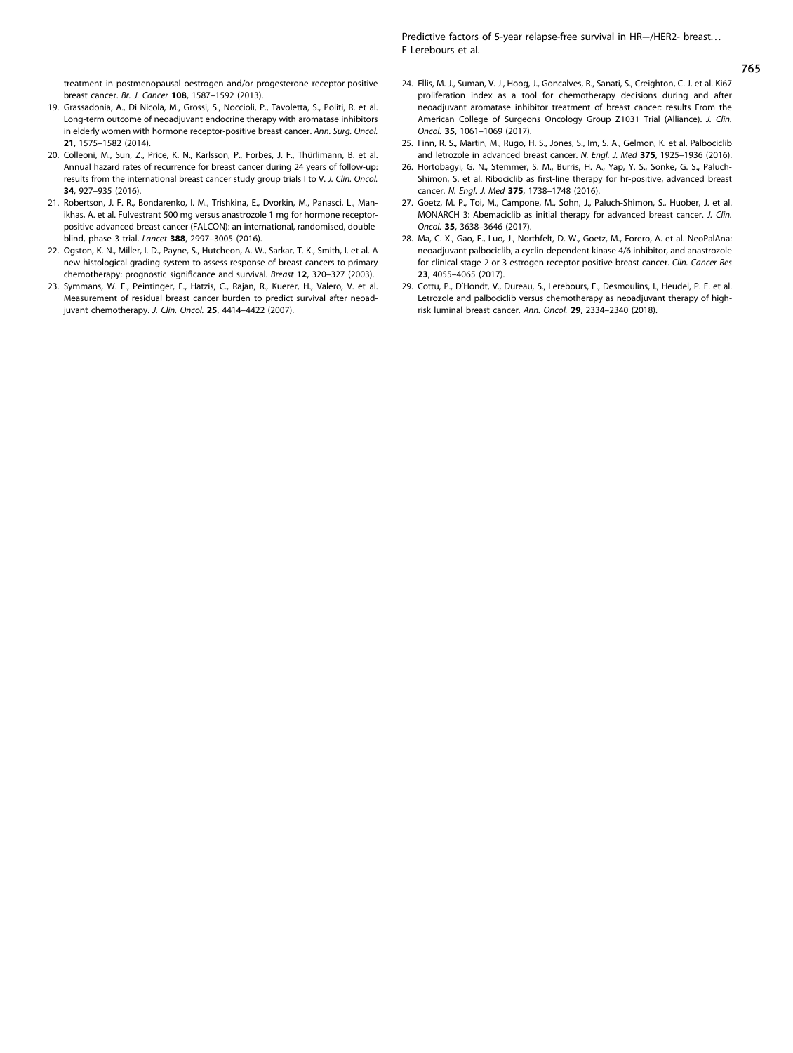treatment in postmenopausal oestrogen and/or progesterone receptor-positive breast cancer. *Br. J. Cancer* **108**, 1587–1592 (2013).

19. Grassadonia, A., Di Nicola, M., Grossi, S., Noccioli, P., Tavoletta, S., Politi, R. et al. Long-term outcome of neoadjuvant endocrine therapy with aromatase inhibitors in elderly women with hormone receptor-positive breast cancer. *Ann. Surg. Oncol.* **21**, 1575–1582 (2014).
20. Colleoni, M., Sun, Z., Price, K. N., Karlsson, P., Forbes, J. F., Thürlimann, B. et al. Annual hazard rates of recurrence for breast cancer during 24 years of follow-up: results from the international breast cancer study group trials I to V. *J. Clin. Oncol.* **34**, 927–935 (2016).
21. Robertson, J. F. R., Bondarenko, I. M., Trishkina, E., Dvorkin, M., Panasci, L., Manikhas, A. et al. Fulvestrant 500 mg versus anastrozole 1 mg for hormone receptor-positive advanced breast cancer (FALCON): an international, randomised, double-blind, phase 3 trial. *Lancet* **388**, 2997–3005 (2016).
22. Ogston, K. N., Miller, I. D., Payne, S., Hutcheon, A. W., Sarkar, T. K., Smith, I. et al. A new histological grading system to assess response of breast cancers to primary chemotherapy: prognostic significance and survival. *Breast* **12**, 320–327 (2003).
23. Symmans, W. F., Peintinger, F., Hatzis, C., Rajan, R., Kuerer, H., Valero, V. et al. Measurement of residual breast cancer burden to predict survival after neoadjuvant chemotherapy. *J. Clin. Oncol.* **25**, 4414–4422 (2007).
24. Ellis, M. J., Suman, V. J., Hoog, J., Goncalves, R., Sanati, S., Creighton, C. J. et al. Ki67 proliferation index as a tool for chemotherapy decisions during and after neoadjuvant aromatase inhibitor treatment of breast cancer: results From the American College of Surgeons Oncology Group Z1031 Trial (Alliance). *J. Clin. Oncol.* **35**, 1061–1069 (2017).
25. Finn, R. S., Martin, M., Rugo, H. S., Jones, S., Im, S. A., Gelmon, K. et al. Palbociclib and letrozole in advanced breast cancer. *N. Engl. J. Med* **375**, 1925–1936 (2016).
26. Hortobagyi, G. N., Stemmer, S. M., Burris, H. A., Yap, Y. S., Sonke, G. S., Paluch-Shimon, S. et al. Ribociclib as first-line therapy for hr-positive, advanced breast cancer. *N. Engl. J. Med* **375**, 1738–1748 (2016).
27. Goetz, M. P., Toi, M., Campone, M., Sohn, J., Paluch-Shimon, S., Huober, J. et al. MONARCH 3: Abemaciclib as initial therapy for advanced breast cancer. *J. Clin. Oncol.* **35**, 3638–3646 (2017).
28. Ma, C. X., Gao, F., Luo, J., Northfelt, D. W., Goetz, M., Forero, A. et al. NeoPalAna: neoadjuvant palbociclib, a cyclin-dependent kinase 4/6 inhibitor, and anastrozole for clinical stage 2 or 3 estrogen receptor-positive breast cancer. *Clin. Cancer Res* **23**, 4055–4065 (2017).
29. Cottu, P., D'Hondt, V., Dureau, S., Lerebours, F., Desmoulins, I., Heudel, P. E. et al. Letrozole and palbociclib versus chemotherapy as neoadjuvant therapy of high-risk luminal breast cancer. *Ann. Oncol.* **29**, 2334–2340 (2018).